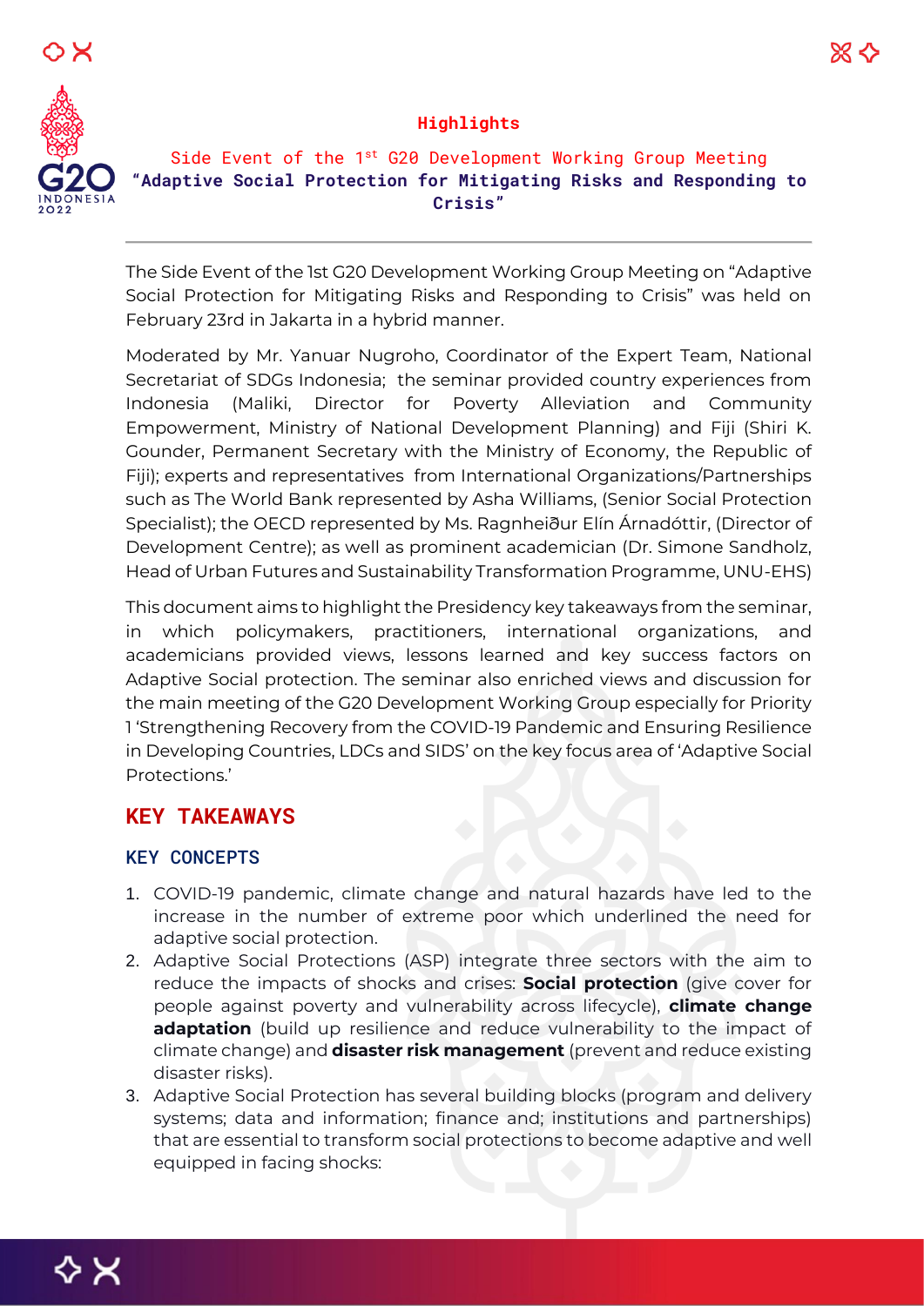# Highlights

## Side Event of the 1st G20 Development Working Group Meeting

## "Adaptive Social Protection for Mitigating Risks and Responding to Crisis"

The Side Event of the 1st G20 Development Working Group Meeting on "Adaptive Social Protection for Mitigating Risks and Responding to Crisis" was held on February 23rd in Jakarta in a hybrid manner.

Moderated by Mr. Yanuar Nugroho, Coordinator of the Expert Team, National Secretariat of SDGs Indonesia; the seminar provided country experiences from Indonesia (Maliki, Director for Poverty Alleviation and Community Empowerment, Ministry of National Development Planning) and Fiji (Shiri K. Gounder, Permanent Secretary with the Ministry of Economy, the Republic of Fiji); experts and representatives from International Organizations/Partnerships such as The World Bank represented by Asha Williams, (Senior Social Protection Specialist); the OECD represented by Ms. Ragnheiður Elín Árnadóttir, (Director of Development Centre); as well as prominent academician (Dr. Simone Sandholz, Head of Urban Futures and Sustainability Transformation Programme, UNU-EHS)

This document aims to highlight the Presidency key takeaways from the seminar, in which policymakers, practitioners, international organizations, and academicians provided views, lessons learned and key success factors on Adaptive Social protection. The seminar also enriched views and discussion for the main meeting of the G20 Development Working Group especially for Priority 1 'Strengthening Recovery from the COVID-19 Pandemic and Ensuring Resilience in Developing Countries, LDCs and SIDS' on the key focus area of 'Adaptive Social Protections.'

## KEY TAKEAWAYS

### KEY CONCEPTS

1. COVID-19 pandemic, climate change and natural hazards have led to the increase in the number of extreme poor which underlined the need for adaptive social protection.
2. Adaptive Social Protections (ASP) integrate three sectors with the aim to reduce the impacts of shocks and crises: **Social protection** (give cover for people against poverty and vulnerability across lifecycle), **climate change adaptation** (build up resilience and reduce vulnerability to the impact of climate change) and **disaster risk management** (prevent and reduce existing disaster risks).
3. Adaptive Social Protection has several building blocks (program and delivery systems; data and information; finance and; institutions and partnerships) that are essential to transform social protections to become adaptive and well equipped in facing shocks: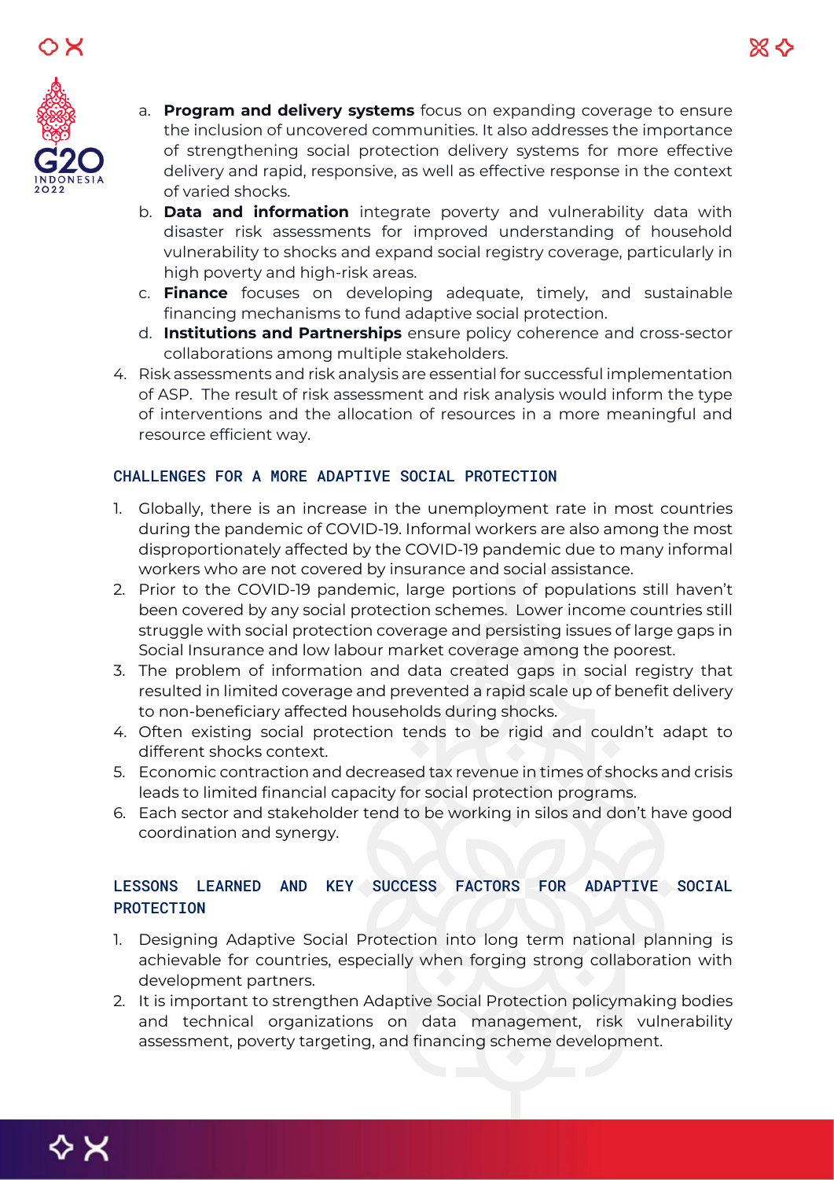a. **Program and delivery systems** focus on expanding coverage to ensure the inclusion of uncovered communities. It also addresses the importance of strengthening social protection delivery systems for more effective delivery and rapid, responsive, as well as effective response in the context of varied shocks.
   b. **Data and information** integrate poverty and vulnerability data with disaster risk assessments for improved understanding of household vulnerability to shocks and expand social registry coverage, particularly in high poverty and high-risk areas.
   c. **Finance** focuses on developing adequate, timely, and sustainable financing mechanisms to fund adaptive social protection.
   d. **Institutions and Partnerships** ensure policy coherence and cross-sector collaborations among multiple stakeholders.

4. Risk assessments and risk analysis are essential for successful implementation of ASP. The result of risk assessment and risk analysis would inform the type of interventions and the allocation of resources in a more meaningful and resource efficient way.

## CHALLENGES FOR A MORE ADAPTIVE SOCIAL PROTECTION

1. Globally, there is an increase in the unemployment rate in most countries during the pandemic of COVID-19. Informal workers are also among the most disproportionately affected by the COVID-19 pandemic due to many informal workers who are not covered by insurance and social assistance.
2. Prior to the COVID-19 pandemic, large portions of populations still haven't been covered by any social protection schemes. Lower income countries still struggle with social protection coverage and persisting issues of large gaps in Social Insurance and low labour market coverage among the poorest.
3. The problem of information and data created gaps in social registry that resulted in limited coverage and prevented a rapid scale up of benefit delivery to non-beneficiary affected households during shocks.
4. Often existing social protection tends to be rigid and couldn't adapt to different shocks context.
5. Economic contraction and decreased tax revenue in times of shocks and crisis leads to limited financial capacity for social protection programs.
6. Each sector and stakeholder tend to be working in silos and don't have good coordination and synergy.

## LESSONS LEARNED AND KEY SUCCESS FACTORS FOR ADAPTIVE SOCIAL PROTECTION

1. Designing Adaptive Social Protection into long term national planning is achievable for countries, especially when forging strong collaboration with development partners.
2. It is important to strengthen Adaptive Social Protection policymaking bodies and technical organizations on data management, risk vulnerability assessment, poverty targeting, and financing scheme development.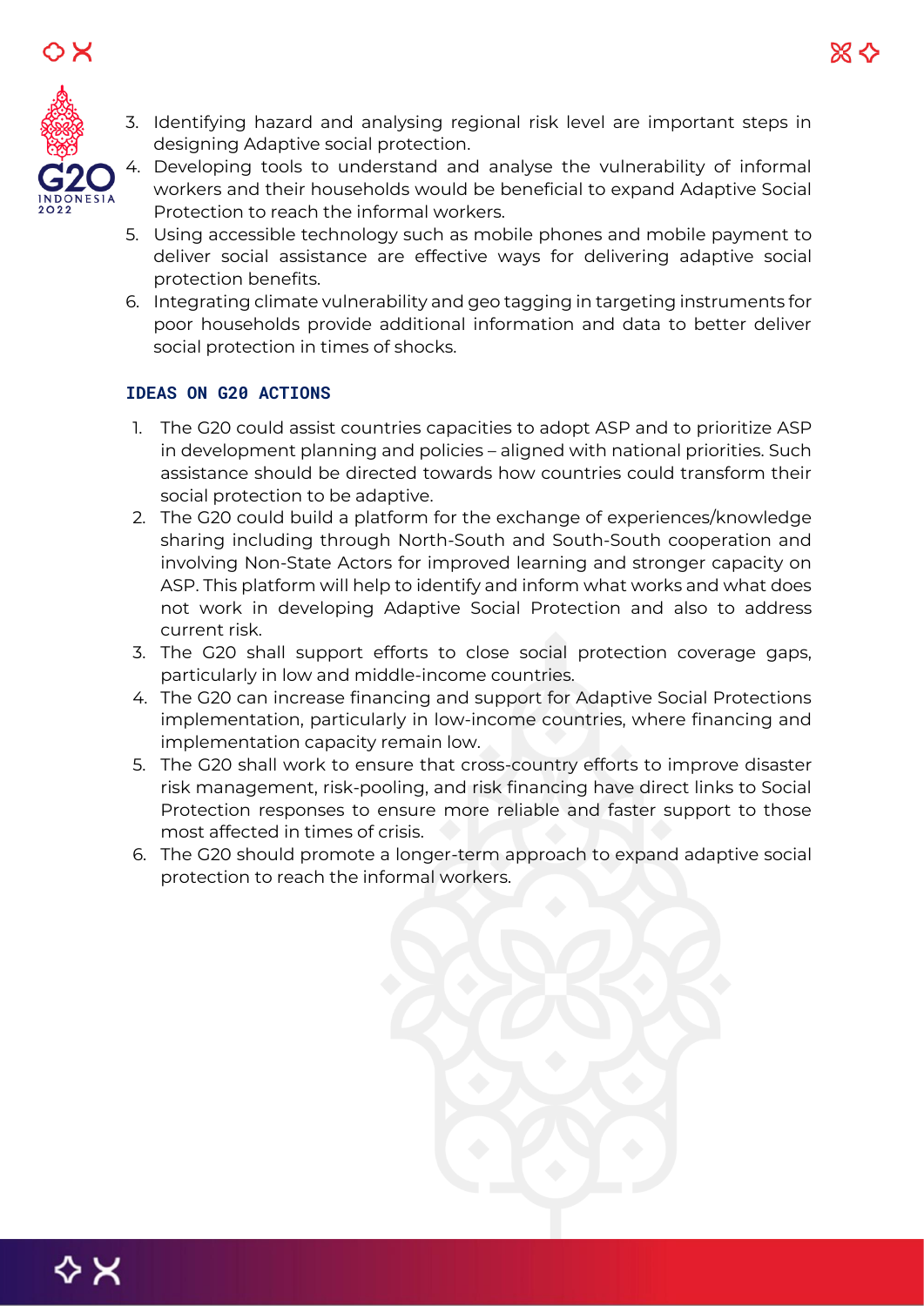3. Identifying hazard and analysing regional risk level are important steps in designing Adaptive social protection.
4. Developing tools to understand and analyse the vulnerability of informal workers and their households would be beneficial to expand Adaptive Social Protection to reach the informal workers.
5. Using accessible technology such as mobile phones and mobile payment to deliver social assistance are effective ways for delivering adaptive social protection benefits.
6. Integrating climate vulnerability and geo tagging in targeting instruments for poor households provide additional information and data to better deliver social protection in times of shocks.

### IDEAS ON G20 ACTIONS

1. The G20 could assist countries capacities to adopt ASP and to prioritize ASP in development planning and policies – aligned with national priorities. Such assistance should be directed towards how countries could transform their social protection to be adaptive.
2. The G20 could build a platform for the exchange of experiences/knowledge sharing including through North-South and South-South cooperation and involving Non-State Actors for improved learning and stronger capacity on ASP. This platform will help to identify and inform what works and what does not work in developing Adaptive Social Protection and also to address current risk.
3. The G20 shall support efforts to close social protection coverage gaps, particularly in low and middle-income countries.
4. The G20 can increase financing and support for Adaptive Social Protections implementation, particularly in low-income countries, where financing and implementation capacity remain low.
5. The G20 shall work to ensure that cross-country efforts to improve disaster risk management, risk-pooling, and risk financing have direct links to Social Protection responses to ensure more reliable and faster support to those most affected in times of crisis.
6. The G20 should promote a longer-term approach to expand adaptive social protection to reach the informal workers.